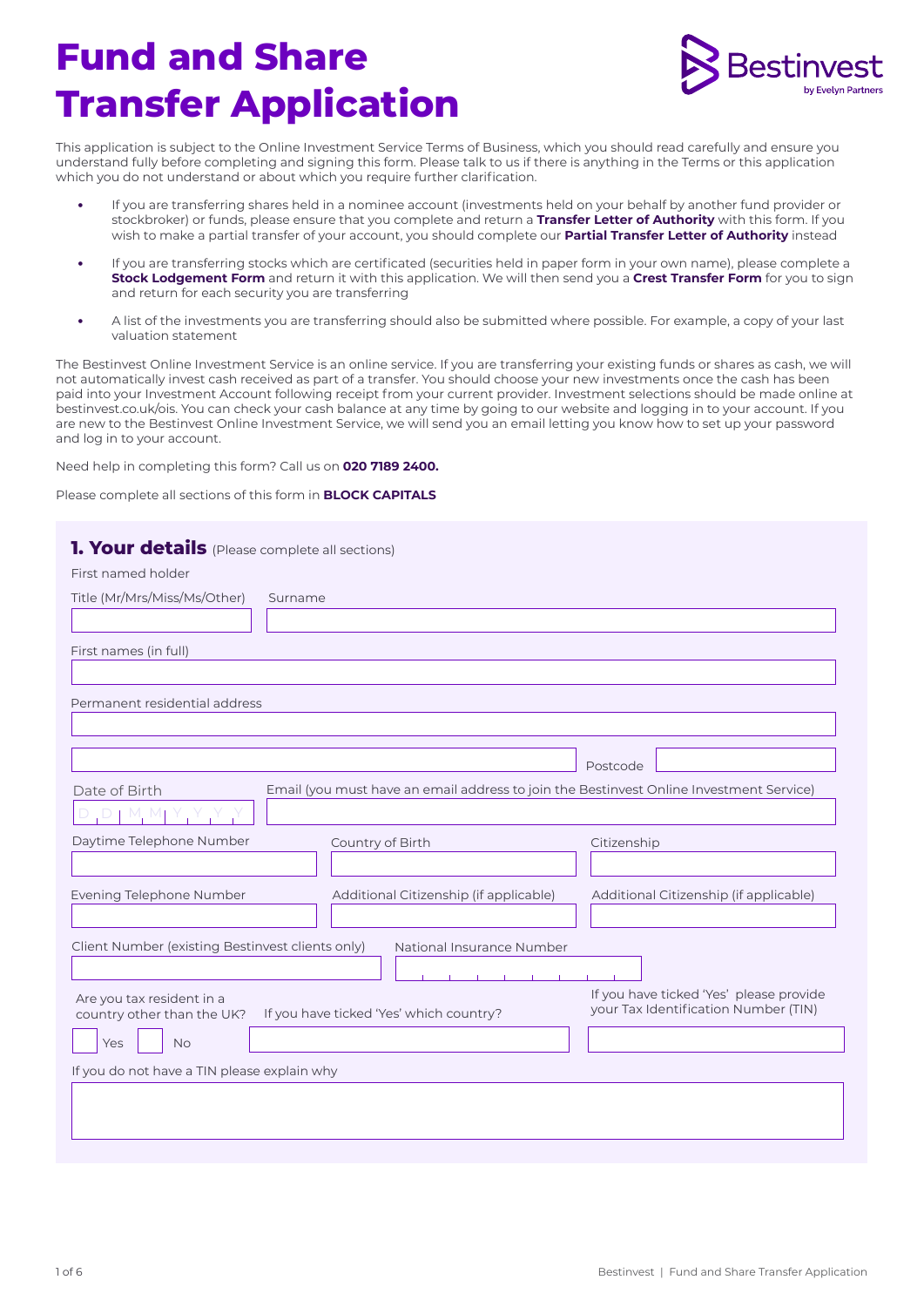# Fund and Share Transfer Application

Bestinvest by Evelyn Partners

This application is subject to the Online Investment Service Terms of Business, which you should read carefully and ensure you understand fully before completing and signing this form. Please talk to us if there is anything in the Terms or this application which you do not understand or about which you require further clarification.

- If you are transferring shares held in a nominee account (investments held on your behalf by another fund provider or stockbroker) or funds, please ensure that you complete and return a **Transfer Letter of Authority** with this form. If you wish to make a partial transfer of your account, you should complete our **Partial Transfer Letter of Authority** instead
- If you are transferring stocks which are certificated (securities held in paper form in your own name), please complete a **Stock Lodgement Form** and return it with this application. We will then send you a **Crest Transfer Form** for you to sign and return for each security you are transferring
- A list of the investments you are transferring should also be submitted where possible. For example, a copy of your last valuation statement

The Bestinvest Online Investment Service is an online service. If you are transferring your existing funds or shares as cash, we will not automatically invest cash received as part of a transfer. You should choose your new investments once the cash has been paid into your Investment Account following receipt from your current provider. Investment selections should be made online at bestinvest.co.uk/ois. You can check your cash balance at any time by going to our website and logging in to your account. If you are new to the Bestinvest Online Investment Service, we will send you an email letting you know how to set up your password and log in to your account.

Need help in completing this form? Call us on **020 7189 2400.**

Please complete all sections of this form in **BLOCK CAPITALS**

## 1. Your details (Please complete all sections)

First named holder

Title (Mr/Mrs/Miss/Ms/Other)

Surname

First names (in full)

Permanent residential address

Postcode

Date of Birth D D | M M | Y Y Y Y

Email (you must have an email address to join the Bestinvest Online Investment Service)

Daytime Telephone Number

Country of Birth

Citizenship

Evening Telephone Number

Additional Citizenship (if applicable)

Additional Citizenship (if applicable)

Client Number (existing Bestinvest clients only)

National Insurance Number

Are you tax resident in a country other than the UK?

☐ Yes ☐ No

If you have ticked 'Yes' which country?

If you have ticked 'Yes' please provide your Tax Identification Number (TIN)

If you do not have a TIN please explain why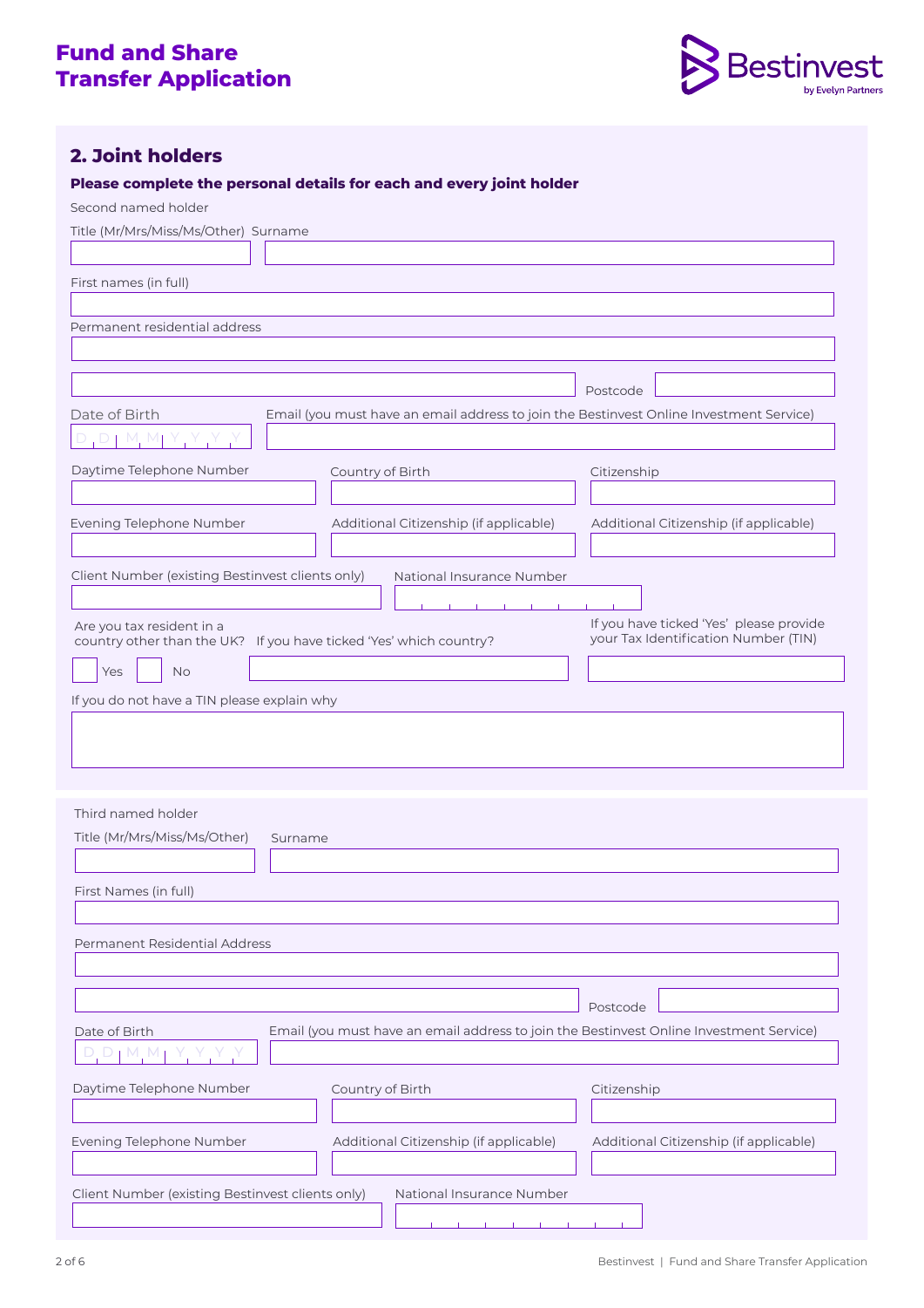# Fund and Share Transfer Application

## 2. Joint holders

**Please complete the personal details for each and every joint holder**

Second named holder

Title (Mr/Mrs/Miss/Ms/Other) Surname

First names (in full)

Permanent residential address

Postcode

Date of Birth

D D M M Y Y Y Y

Email (you must have an email address to join the Bestinvest Online Investment Service)

Daytime Telephone Number

Country of Birth

Citizenship

Evening Telephone Number

Additional Citizenship (if applicable)

Additional Citizenship (if applicable)

Client Number (existing Bestinvest clients only)

National Insurance Number

Are you tax resident in a country other than the UK?

Yes No

If you have ticked 'Yes' which country?

If you have ticked 'Yes' please provide your Tax Identification Number (TIN)

If you do not have a TIN please explain why

Third named holder

Title (Mr/Mrs/Miss/Ms/Other) Surname

First Names (in full)

Permanent Residential Address

Postcode

Date of Birth

D D M M Y Y Y Y

Email (you must have an email address to join the Bestinvest Online Investment Service)

Daytime Telephone Number

Country of Birth

Citizenship

Evening Telephone Number

Additional Citizenship (if applicable)

Additional Citizenship (if applicable)

Client Number (existing Bestinvest clients only)

National Insurance Number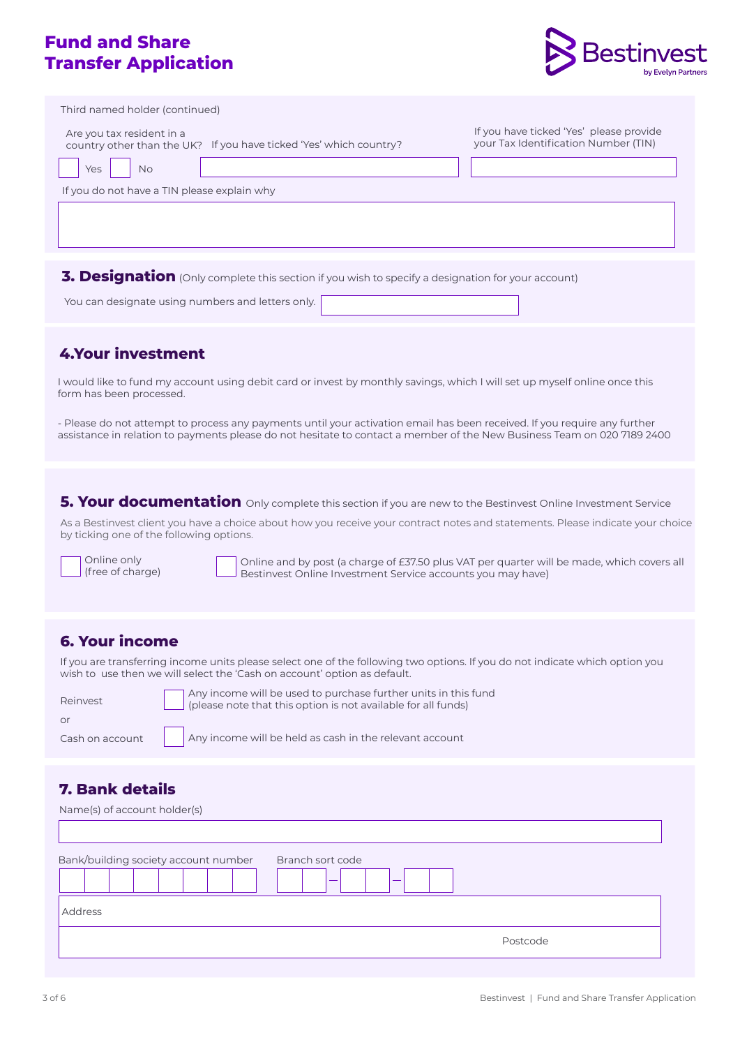# Fund and Share Transfer Application

Third named holder (continued)

Are you tax resident in a country other than the UK?

☐ Yes ☐ No

If you have ticked 'Yes' which country?

If you have ticked 'Yes' please provide your Tax Identification Number (TIN)

If you do not have a TIN please explain why

## 3. Designation (Only complete this section if you wish to specify a designation for your account)

You can designate using numbers and letters only.

## 4.Your investment

I would like to fund my account using debit card or invest by monthly savings, which I will set up myself online once this form has been processed.

- Please do not attempt to process any payments until your activation email has been received. If you require any further assistance in relation to payments please do not hesitate to contact a member of the New Business Team on 020 7189 2400

## 5. Your documentation Only complete this section if you are new to the Bestinvest Online Investment Service

As a Bestinvest client you have a choice about how you receive your contract notes and statements. Please indicate your choice by ticking one of the following options.

☐ Online only (free of charge)

☐ Online and by post (a charge of £37.50 plus VAT per quarter will be made, which covers all Bestinvest Online Investment Service accounts you may have)

## 6. Your income

If you are transferring income units please select one of the following two options. If you do not indicate which option you wish to use then we will select the 'Cash on account' option as default.

Reinvest ☐ Any income will be used to purchase further units in this fund (please note that this option is not available for all funds)

or

Cash on account ☐ Any income will be held as cash in the relevant account

## 7. Bank details

Name(s) of account holder(s)

Bank/building society account number

Branch sort code

Address

Postcode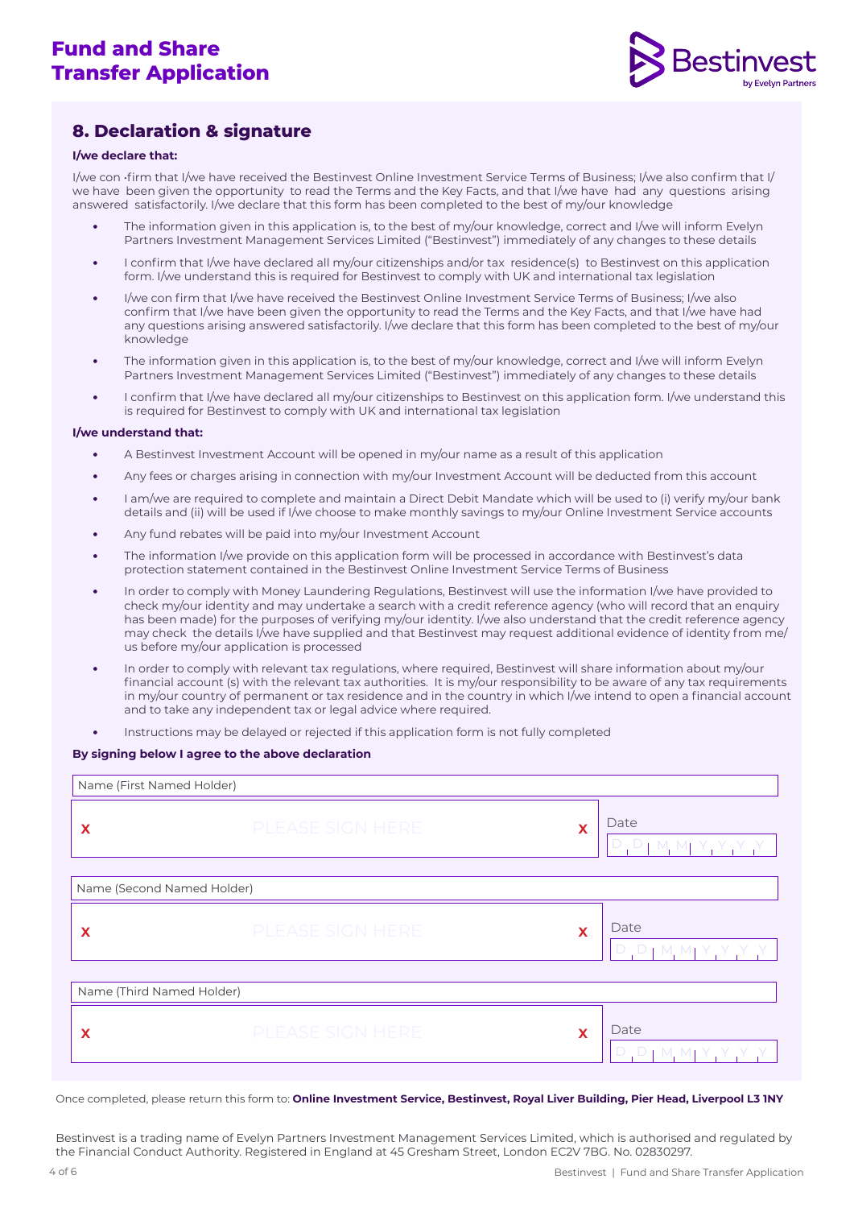# Fund and Share Transfer Application

## 8. Declaration & signature

**I/we declare that:**

I/we con -firm that I/we have received the Bestinvest Online Investment Service Terms of Business; I/we also confirm that I/ we have been given the opportunity to read the Terms and the Key Facts, and that I/we have had any questions arising answered satisfactorily. I/we declare that this form has been completed to the best of my/our knowledge

- The information given in this application is, to the best of my/our knowledge, correct and I/we will inform Evelyn Partners Investment Management Services Limited ("Bestinvest") immediately of any changes to these details
- I confirm that I/we have declared all my/our citizenships and/or tax residence(s) to Bestinvest on this application form. I/we understand this is required for Bestinvest to comply with UK and international tax legislation
- I/we con firm that I/we have received the Bestinvest Online Investment Service Terms of Business; I/we also confirm that I/we have been given the opportunity to read the Terms and the Key Facts, and that I/we have had any questions arising answered satisfactorily. I/we declare that this form has been completed to the best of my/our knowledge
- The information given in this application is, to the best of my/our knowledge, correct and I/we will inform Evelyn Partners Investment Management Services Limited ("Bestinvest") immediately of any changes to these details
- I confirm that I/we have declared all my/our citizenships to Bestinvest on this application form. I/we understand this is required for Bestinvest to comply with UK and international tax legislation

**I/we understand that:**

- A Bestinvest Investment Account will be opened in my/our name as a result of this application
- Any fees or charges arising in connection with my/our Investment Account will be deducted from this account
- I am/we are required to complete and maintain a Direct Debit Mandate which will be used to (i) verify my/our bank details and (ii) will be used if I/we choose to make monthly savings to my/our Online Investment Service accounts
- Any fund rebates will be paid into my/our Investment Account
- The information I/we provide on this application form will be processed in accordance with Bestinvest's data protection statement contained in the Bestinvest Online Investment Service Terms of Business
- In order to comply with Money Laundering Regulations, Bestinvest will use the information I/we have provided to check my/our identity and may undertake a search with a credit reference agency (who will record that an enquiry has been made) for the purposes of verifying my/our identity. I/we also understand that the credit reference agency may check the details I/we have supplied and that Bestinvest may request additional evidence of identity from me/us before my/our application is processed
- In order to comply with relevant tax regulations, where required, Bestinvest will share information about my/our financial account (s) with the relevant tax authorities. It is my/our responsibility to be aware of any tax requirements in my/our country of permanent or tax residence and in the country in which I/we intend to open a financial account and to take any independent tax or legal advice where required.
- Instructions may be delayed or rejected if this application form is not fully completed

**By signing below I agree to the above declaration**

Name (First Named Holder)

X PLEASE SIGN HERE X | Date D D M M Y Y Y Y

Name (Second Named Holder)

X PLEASE SIGN HERE X | Date D D M M Y Y Y Y

Name (Third Named Holder)

X PLEASE SIGN HERE X | Date D D M M Y Y Y Y

Once completed, please return this form to: **Online Investment Service, Bestinvest, Royal Liver Building, Pier Head, Liverpool L3 1NY**

Bestinvest is a trading name of Evelyn Partners Investment Management Services Limited, which is authorised and regulated by the Financial Conduct Authority. Registered in England at 45 Gresham Street, London EC2V 7BG. No. 02830297.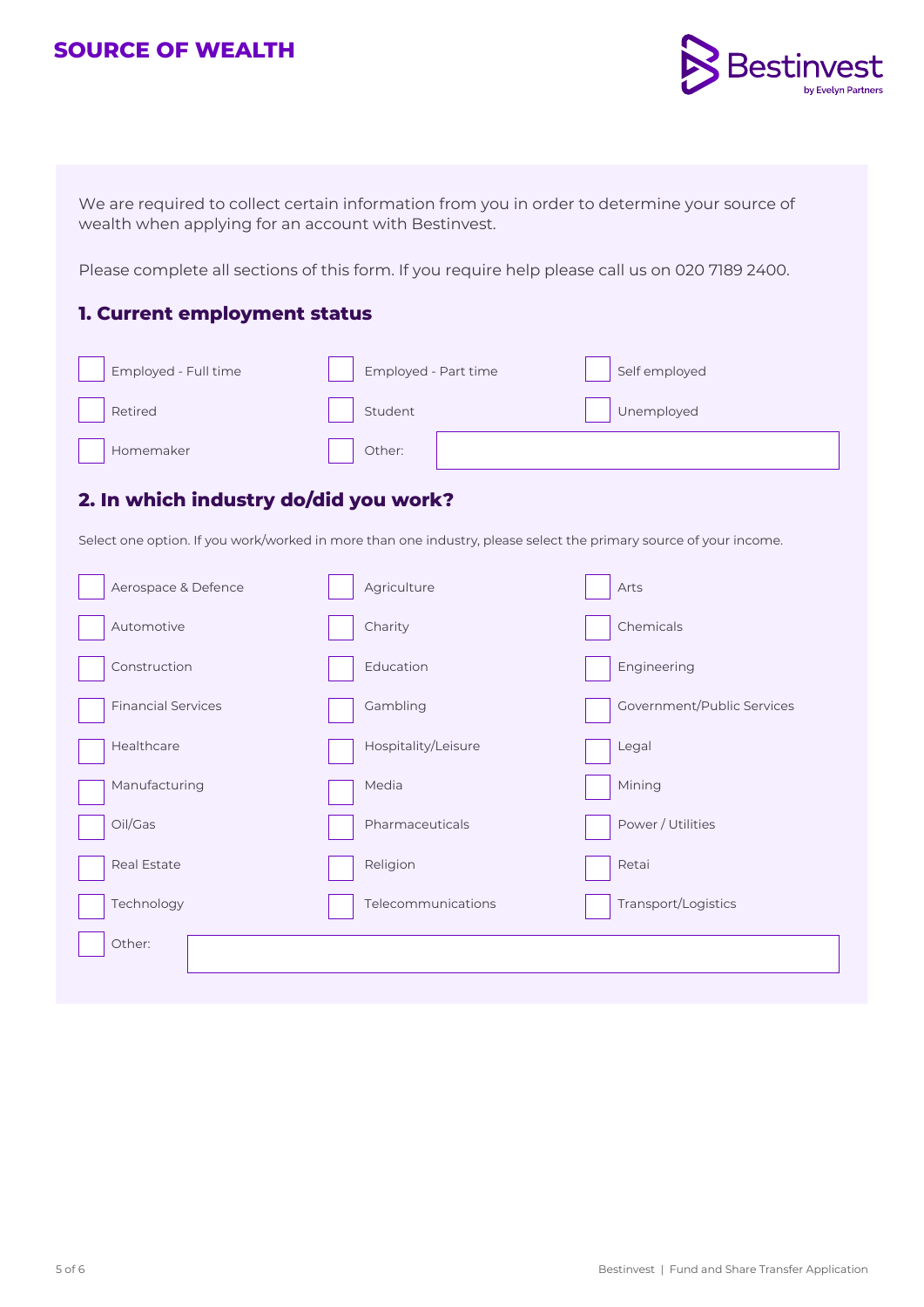# SOURCE OF WEALTH

We are required to collect certain information from you in order to determine your source of wealth when applying for an account with Bestinvest.

Please complete all sections of this form. If you require help please call us on 020 7189 2400.

## 1. Current employment status

| | | |
|---|---|---|
| ☐ Employed - Full time | ☐ Employed - Part time | ☐ Self employed |
| ☐ Retired | ☐ Student | ☐ Unemployed |
| ☐ Homemaker | ☐ Other: | |

## 2. In which industry do/did you work?

Select one option. If you work/worked in more than one industry, please select the primary source of your income.

| | | |
|---|---|---|
| ☐ Aerospace & Defence | ☐ Agriculture | ☐ Arts |
| ☐ Automotive | ☐ Charity | ☐ Chemicals |
| ☐ Construction | ☐ Education | ☐ Engineering |
| ☐ Financial Services | ☐ Gambling | ☐ Government/Public Services |
| ☐ Healthcare | ☐ Hospitality/Leisure | ☐ Legal |
| ☐ Manufacturing | ☐ Media | ☐ Mining |
| ☐ Oil/Gas | ☐ Pharmaceuticals | ☐ Power / Utilities |
| ☐ Real Estate | ☐ Religion | ☐ Retai |
| ☐ Technology | ☐ Telecommunications | ☐ Transport/Logistics |
| ☐ Other: | | |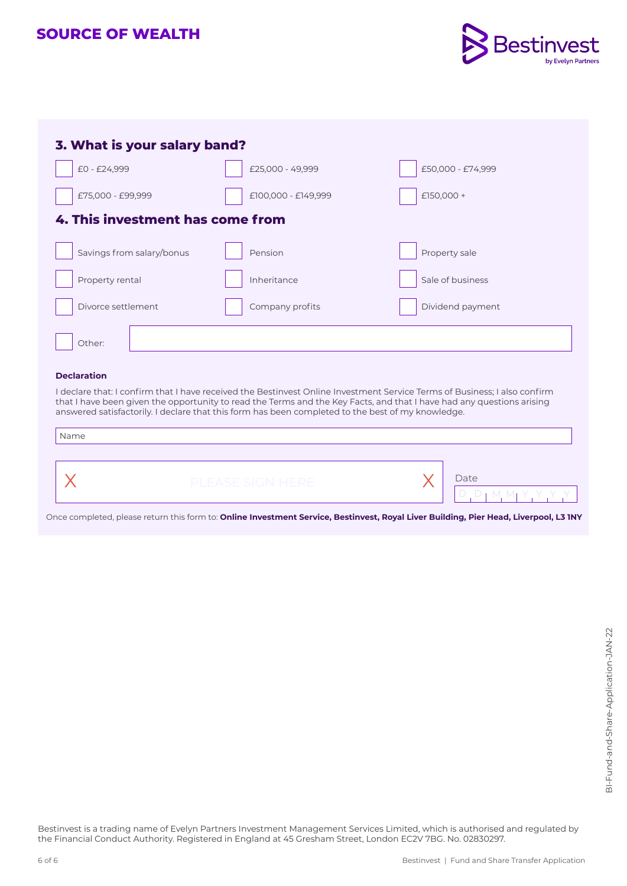# SOURCE OF WEALTH

## 3. What is your salary band?

- [ ] £0 - £24,999
- [ ] £25,000 - 49,999
- [ ] £50,000 - £74,999
- [ ] £75,000 - £99,999
- [ ] £100,000 - £149,999
- [ ] £150,000 +

## 4. This investment has come from

- [ ] Savings from salary/bonus
- [ ] Pension
- [ ] Property sale
- [ ] Property rental
- [ ] Inheritance
- [ ] Sale of business
- [ ] Divorce settlement
- [ ] Company profits
- [ ] Dividend payment
- [ ] Other: ____________________

**Declaration**

I declare that: I confirm that I have received the Bestinvest Online Investment Service Terms of Business; I also confirm that I have been given the opportunity to read the Terms and the Key Facts, and that I have had any questions arising answered satisfactorily. I declare that this form has been completed to the best of my knowledge.

Name

X PLEASE SIGN HERE X

Date D D M M Y Y Y Y

Once completed, please return this form to: **Online Investment Service, Bestinvest, Royal Liver Building, Pier Head, Liverpool, L3 1NY**

BI-Fund-and-Share-Application-JAN-22

Bestinvest is a trading name of Evelyn Partners Investment Management Services Limited, which is authorised and regulated by the Financial Conduct Authority. Registered in England at 45 Gresham Street, London EC2V 7BG. No. 02830297.